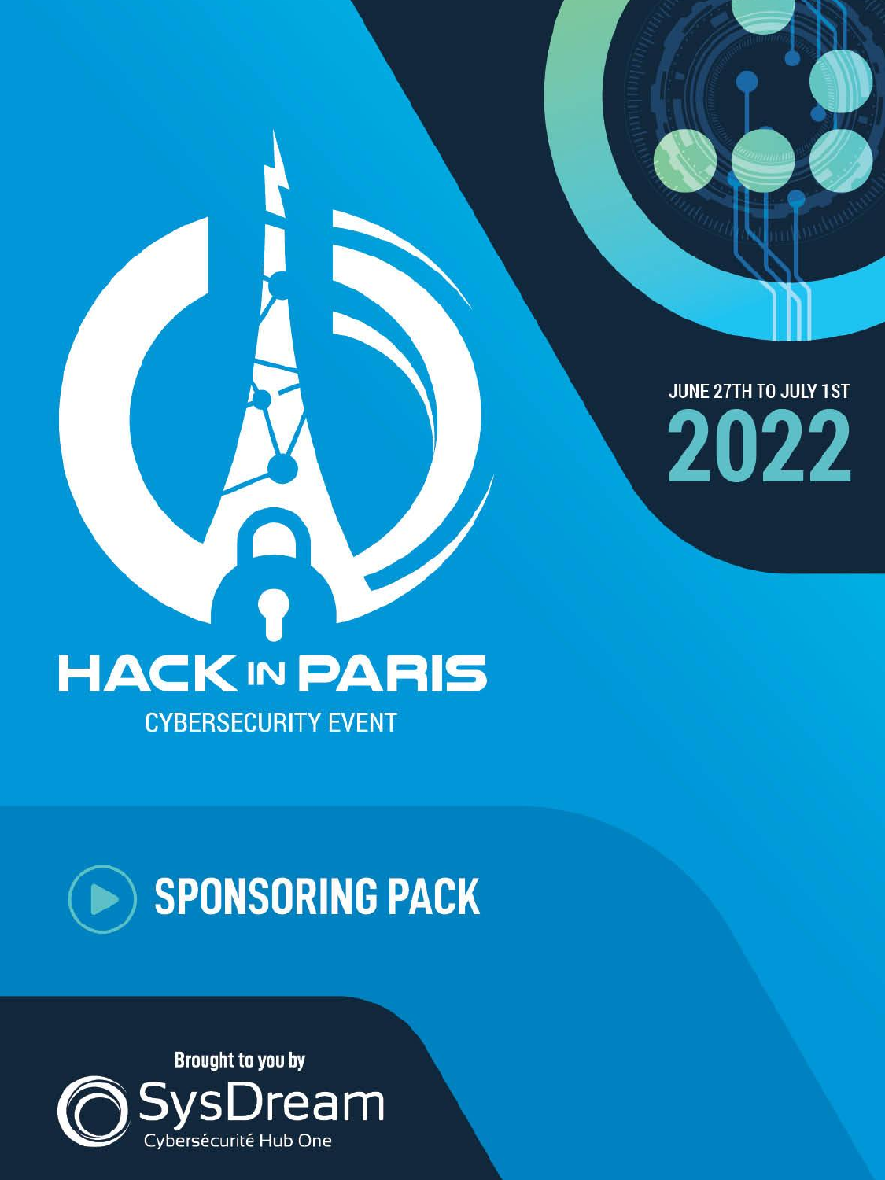# HACK IN PARIS

CYBERSECURITY EVENT

JUNE 27TH TO JULY 1ST

**2022**

## SPONSORING PACK

Brought to you by

SysDream

Cybersécurité Hub One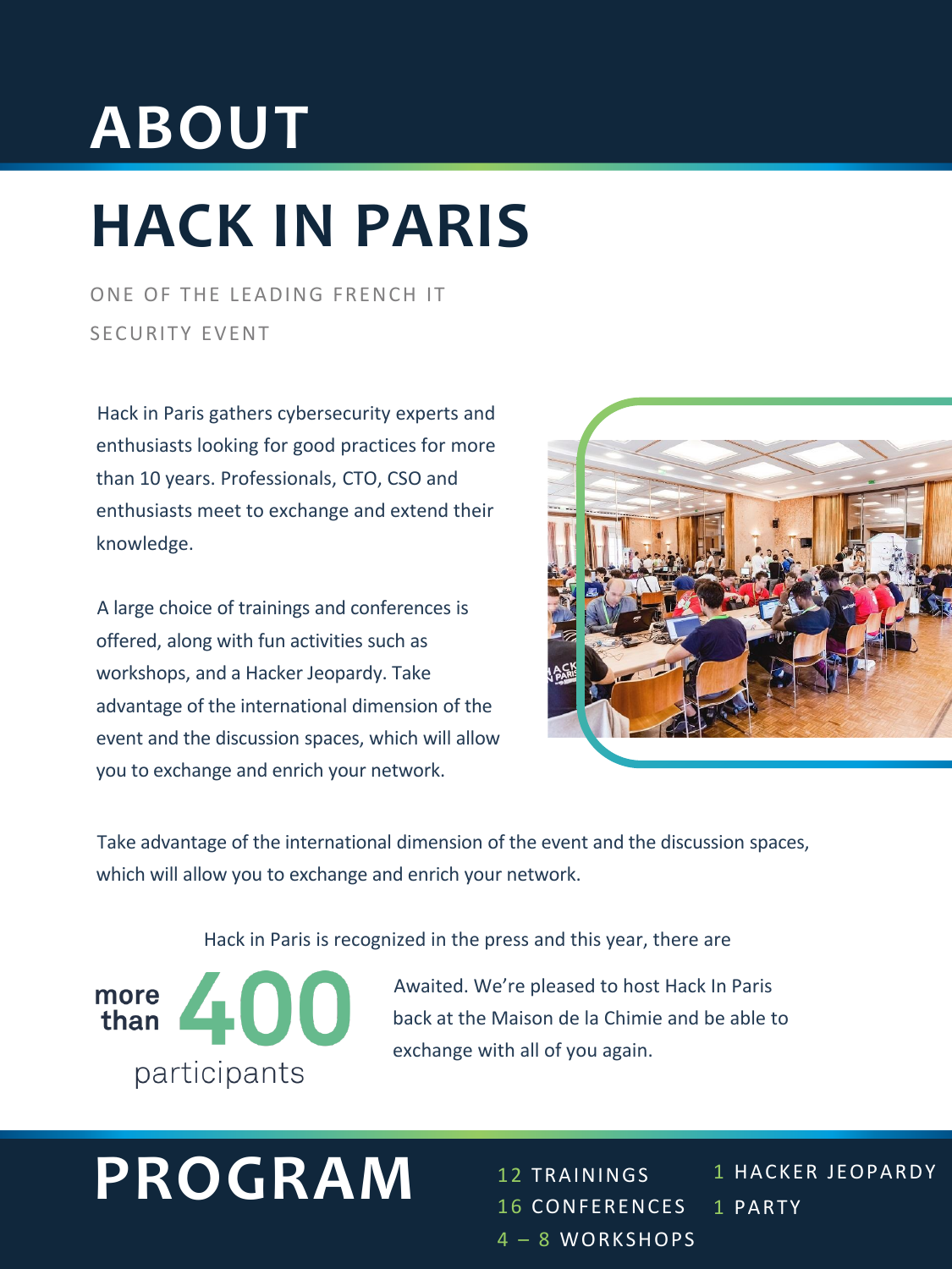# ABOUT

## HACK IN PARIS

ONE OF THE LEADING FRENCH IT SECURITY EVENT

Hack in Paris gathers cybersecurity experts and enthusiasts looking for good practices for more than 10 years. Professionals, CTO, CSO and enthusiasts meet to exchange and extend their knowledge.

A large choice of trainings and conferences is offered, along with fun activities such as workshops, and a Hacker Jeopardy. Take advantage of the international dimension of the event and the discussion spaces, which will allow you to exchange and enrich your network.

Take advantage of the international dimension of the event and the discussion spaces, which will allow you to exchange and enrich your network.

Hack in Paris is recognized in the press and this year, there are

**more than 400** participants

Awaited. We're pleased to host Hack In Paris back at the Maison de la Chimie and be able to exchange with all of you again.

# PROGRAM

- 12 TRAININGS
- 16 CONFERENCES
- 4 – 8 WORKSHOPS
- 1 HACKER JEOPARDY
- 1 PARTY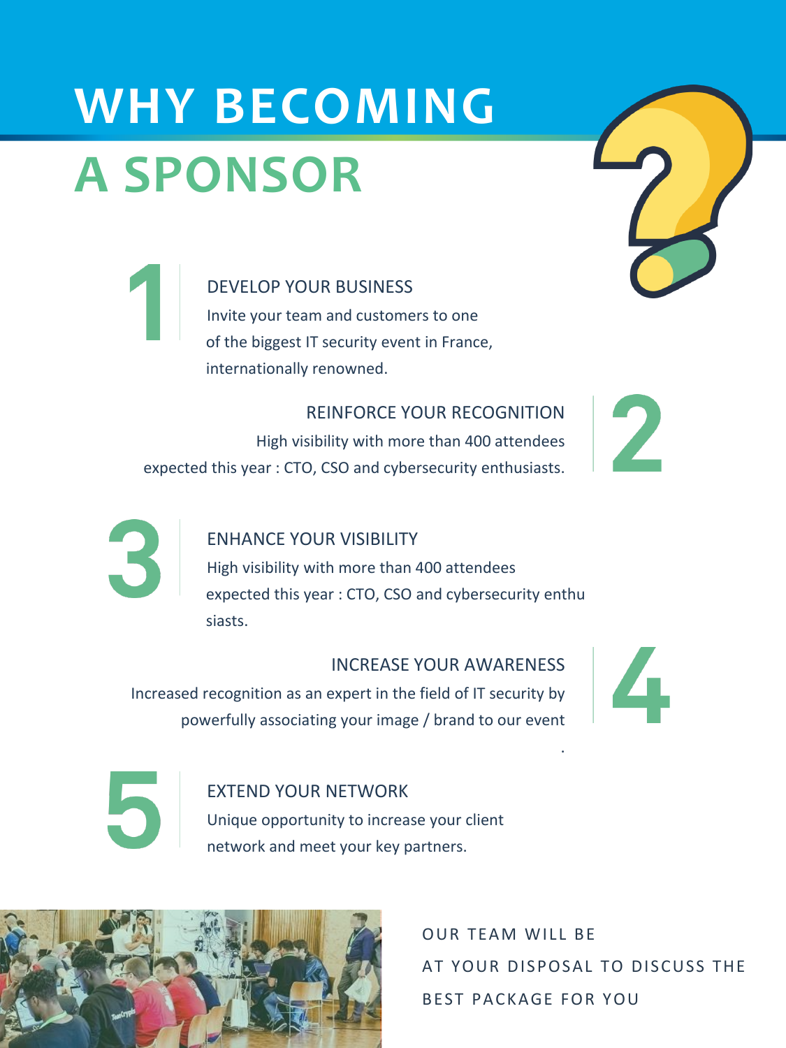# WHY BECOMING A SPONSOR

## 1 DEVELOP YOUR BUSINESS

Invite your team and customers to one of the biggest IT security event in France, internationally renowned.

## 2 REINFORCE YOUR RECOGNITION

High visibility with more than 400 attendees expected this year : CTO, CSO and cybersecurity enthusiasts.

## 3 ENHANCE YOUR VISIBILITY

High visibility with more than 400 attendees expected this year : CTO, CSO and cybersecurity enthusiasts.

## 4 INCREASE YOUR AWARENESS

Increased recognition as an expert in the field of IT security by powerfully associating your image / brand to our event.

## 5 EXTEND YOUR NETWORK

Unique opportunity to increase your client network and meet your key partners.

OUR TEAM WILL BE AT YOUR DISPOSAL TO DISCUSS THE BEST PACKAGE FOR YOU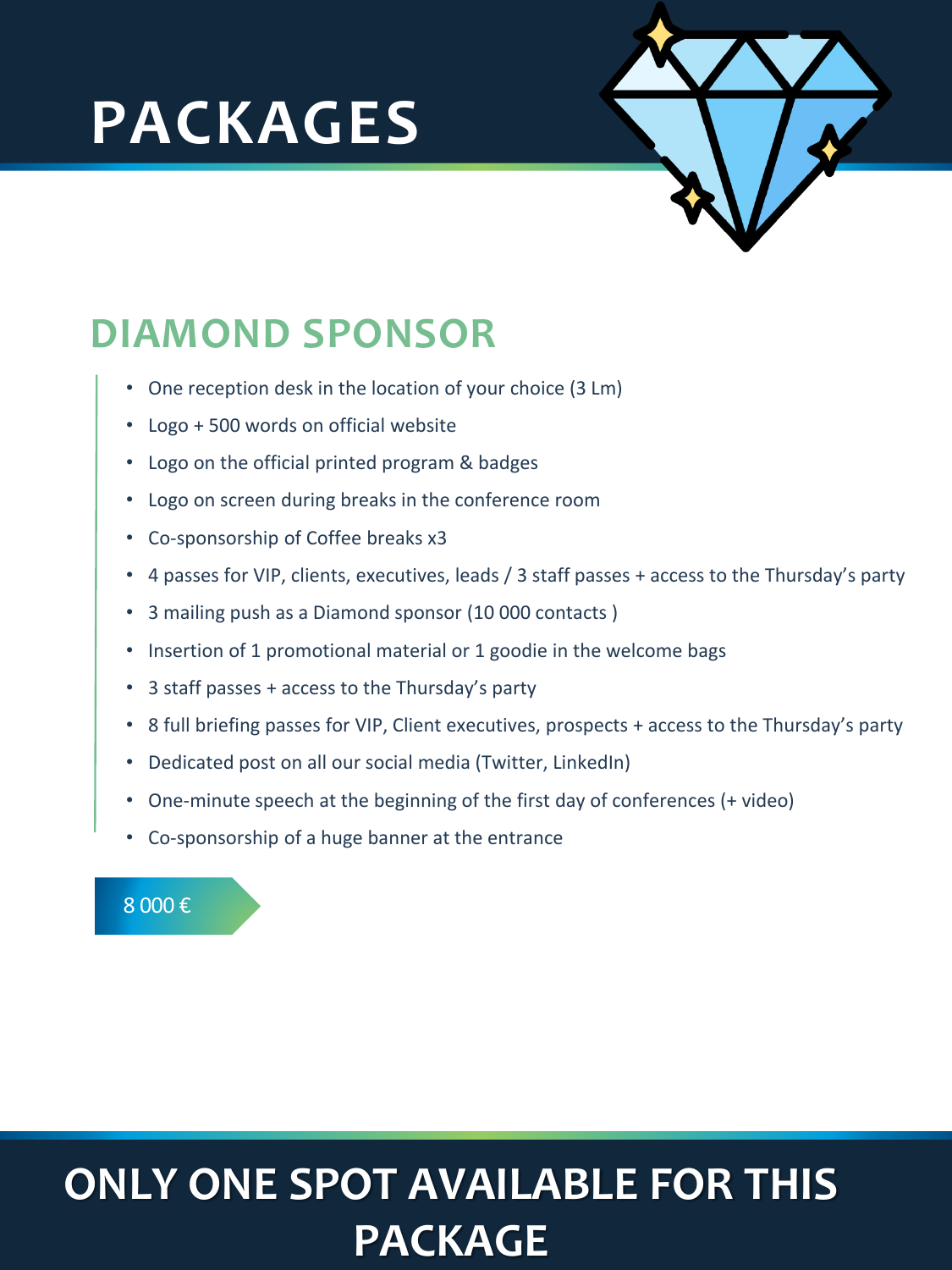# PACKAGES

## DIAMOND SPONSOR

- One reception desk in the location of your choice (3 Lm)
- Logo + 500 words on official website
- Logo on the official printed program & badges
- Logo on screen during breaks in the conference room
- Co-sponsorship of Coffee breaks x3
- 4 passes for VIP, clients, executives, leads / 3 staff passes + access to the Thursday's party
- 3 mailing push as a Diamond sponsor (10 000 contacts )
- Insertion of 1 promotional material or 1 goodie in the welcome bags
- 3 staff passes + access to the Thursday's party
- 8 full briefing passes for VIP, Client executives, prospects + access to the Thursday's party
- Dedicated post on all our social media (Twitter, LinkedIn)
- One-minute speech at the beginning of the first day of conferences (+ video)
- Co-sponsorship of a huge banner at the entrance

8 000 €

**ONLY ONE SPOT AVAILABLE FOR THIS PACKAGE**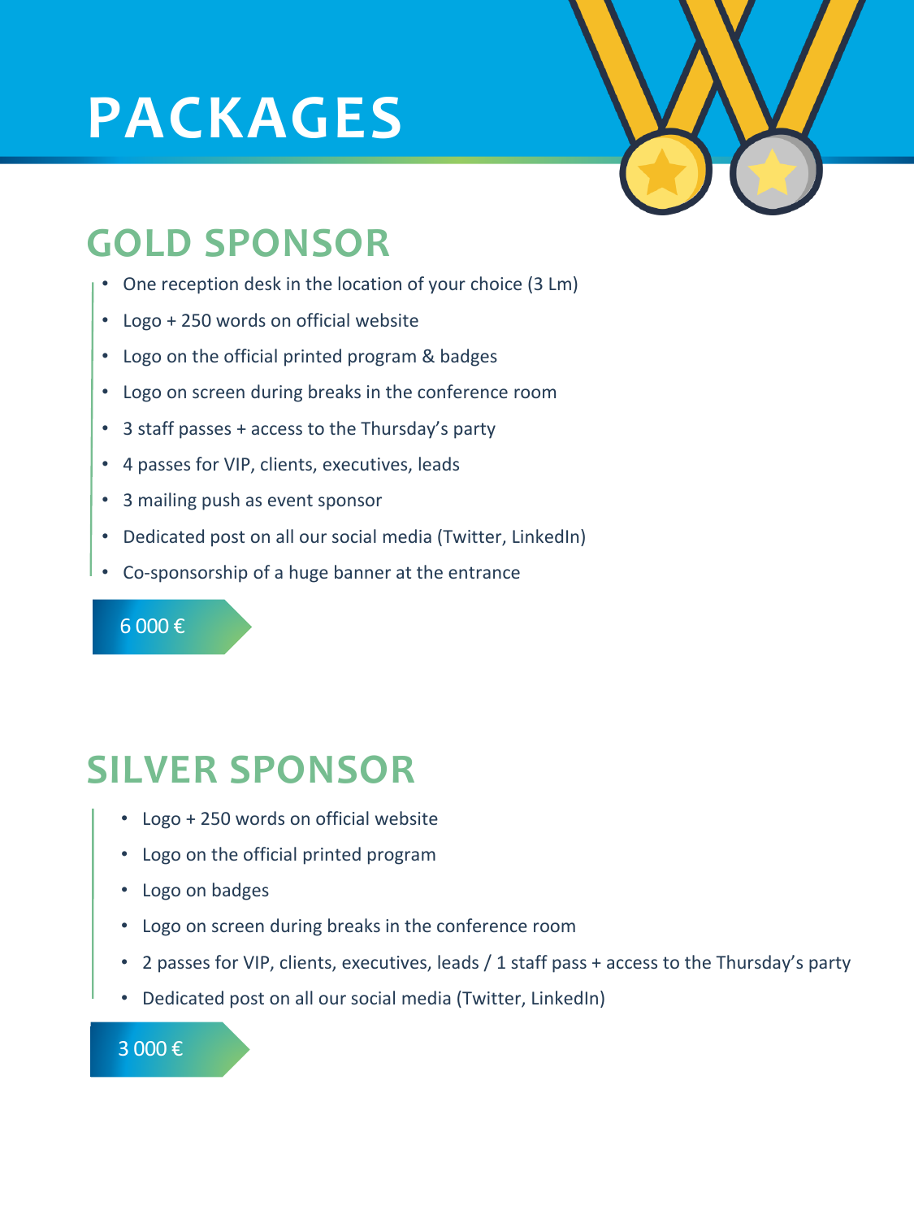# PACKAGES

## GOLD SPONSOR

- One reception desk in the location of your choice (3 Lm)
- Logo + 250 words on official website
- Logo on the official printed program & badges
- Logo on screen during breaks in the conference room
- 3 staff passes + access to the Thursday's party
- 4 passes for VIP, clients, executives, leads
- 3 mailing push as event sponsor
- Dedicated post on all our social media (Twitter, LinkedIn)
- Co-sponsorship of a huge banner at the entrance

6 000 €

## SILVER SPONSOR

- Logo + 250 words on official website
- Logo on the official printed program
- Logo on badges
- Logo on screen during breaks in the conference room
- 2 passes for VIP, clients, executives, leads / 1 staff pass + access to the Thursday's party
- Dedicated post on all our social media (Twitter, LinkedIn)

3 000 €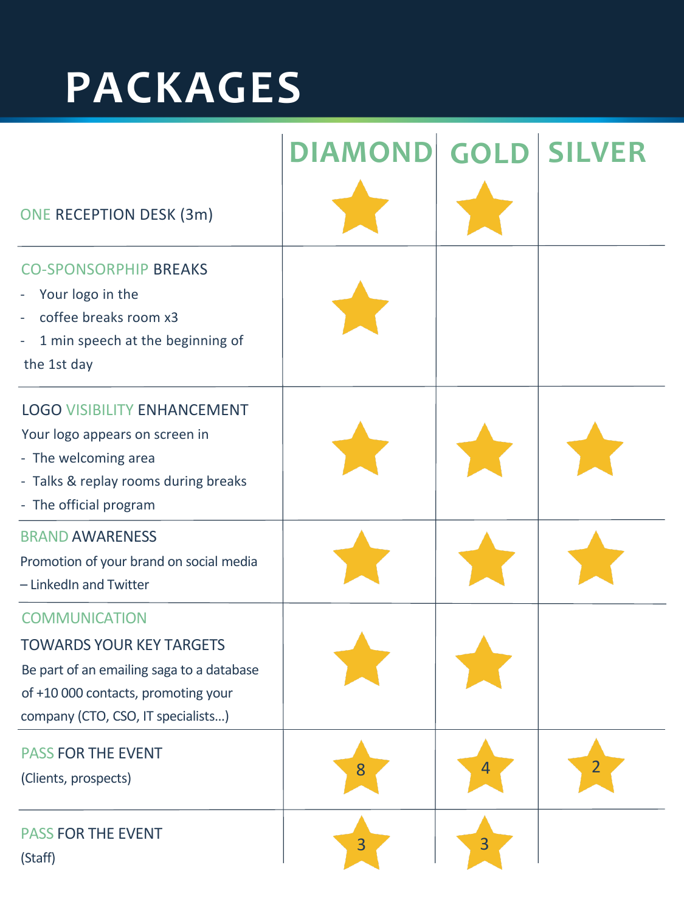# PACKAGES

| | DIAMOND | GOLD | SILVER |
|---|---|---|---|
| ONE RECEPTION DESK (3m) | ★ | ★ | |
| CO-SPONSORPHIP BREAKS<br>- Your logo in the<br>- coffee breaks room x3<br>- 1 min speech at the beginning of the 1st day | ★ | | |
| LOGO VISIBILITY ENHANCEMENT<br>Your logo appears on screen in<br>- The welcoming area<br>- Talks & replay rooms during breaks<br>- The official program | ★ | ★ | ★ |
| BRAND AWARENESS<br>Promotion of your brand on social media – LinkedIn and Twitter | ★ | ★ | ★ |
| COMMUNICATION<br>TOWARDS YOUR KEY TARGETS<br>Be part of an emailing saga to a database of +10 000 contacts, promoting your company (CTO, CSO, IT specialists…) | ★ | ★ | |
| PASS FOR THE EVENT<br>(Clients, prospects) | 8 | 4 | 2 |
| PASS FOR THE EVENT<br>(Staff) | 3 | 3 | |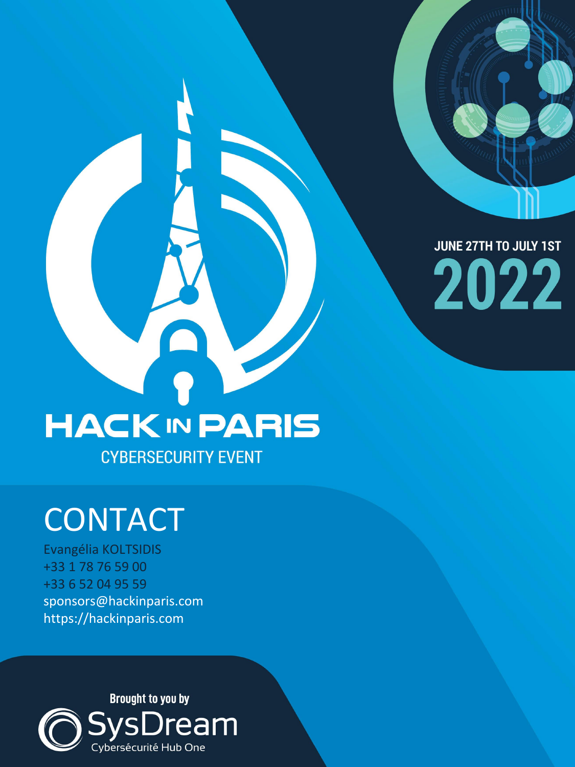# HACK IN PARIS

CYBERSECURITY EVENT

JUNE 27TH TO JULY 1ST

2022

## CONTACT

Evangélia KOLTSIDIS
+33 1 78 76 59 00
+33 6 52 04 95 59
sponsors@hackinparis.com
https://hackinparis.com

Brought to you by

SysDream

Cybersécurité Hub One